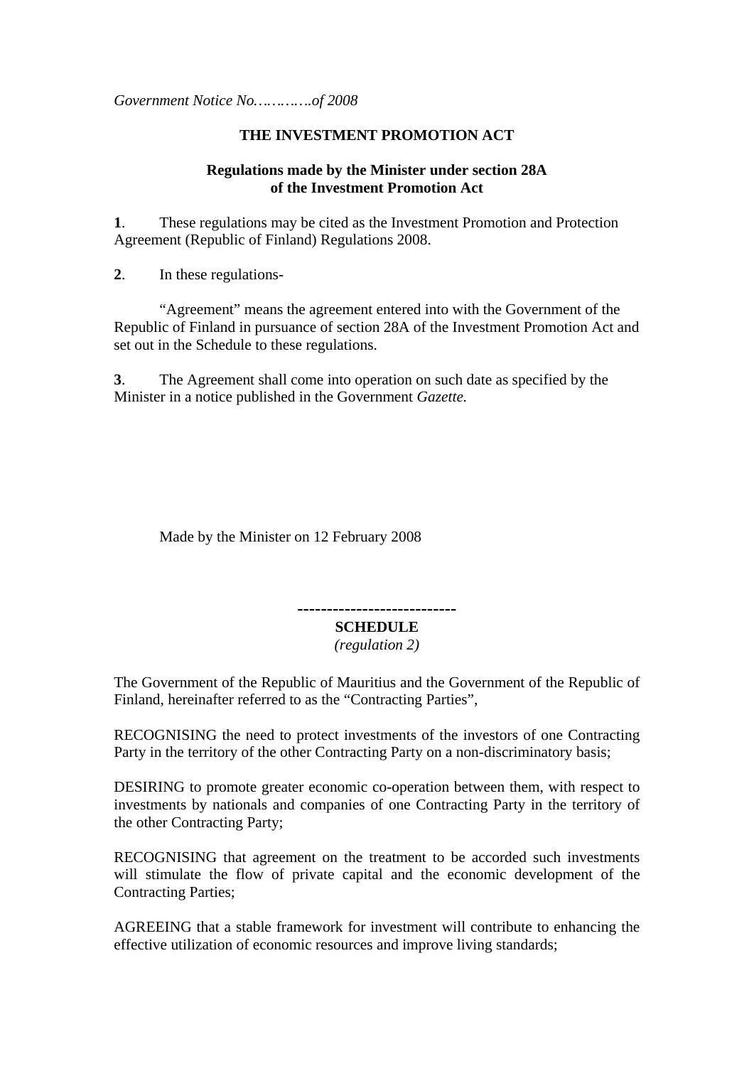*Government Notice No.…………of 2008*

**THE INVESTMENT PROMOTION ACT**

**Regulations made by the Minister under section 28A of the Investment Promotion Act**

**1**. These regulations may be cited as the Investment Promotion and Protection Agreement (Republic of Finland) Regulations 2008.

**2**. In these regulations-

"Agreement" means the agreement entered into with the Government of the Republic of Finland in pursuance of section 28A of the Investment Promotion Act and set out in the Schedule to these regulations.

**3**. The Agreement shall come into operation on such date as specified by the Minister in a notice published in the Government *Gazette.*

Made by the Minister on 12 February 2008

---

**SCHEDULE**

*(regulation 2)*

The Government of the Republic of Mauritius and the Government of the Republic of Finland, hereinafter referred to as the "Contracting Parties",

RECOGNISING the need to protect investments of the investors of one Contracting Party in the territory of the other Contracting Party on a non-discriminatory basis;

DESIRING to promote greater economic co-operation between them, with respect to investments by nationals and companies of one Contracting Party in the territory of the other Contracting Party;

RECOGNISING that agreement on the treatment to be accorded such investments will stimulate the flow of private capital and the economic development of the Contracting Parties;

AGREEING that a stable framework for investment will contribute to enhancing the effective utilization of economic resources and improve living standards;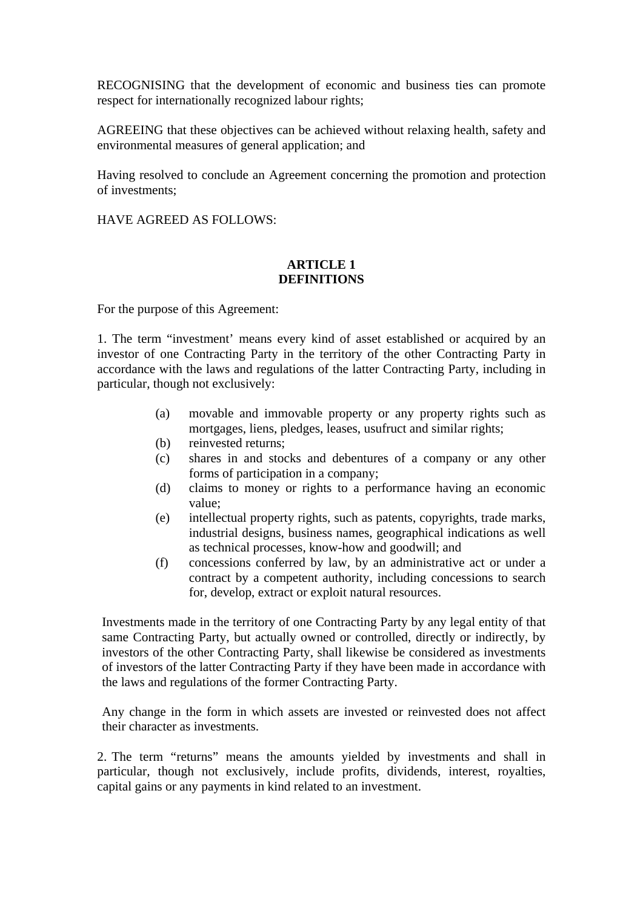RECOGNISING that the development of economic and business ties can promote respect for internationally recognized labour rights;

AGREEING that these objectives can be achieved without relaxing health, safety and environmental measures of general application; and

Having resolved to conclude an Agreement concerning the promotion and protection of investments;

HAVE AGREED AS FOLLOWS:

## ARTICLE 1
## DEFINITIONS

For the purpose of this Agreement:

1. The term “investment’ means every kind of asset established or acquired by an investor of one Contracting Party in the territory of the other Contracting Party in accordance with the laws and regulations of the latter Contracting Party, including in particular, though not exclusively:

(a) movable and immovable property or any property rights such as mortgages, liens, pledges, leases, usufruct and similar rights;
(b) reinvested returns;
(c) shares in and stocks and debentures of a company or any other forms of participation in a company;
(d) claims to money or rights to a performance having an economic value;
(e) intellectual property rights, such as patents, copyrights, trade marks, industrial designs, business names, geographical indications as well as technical processes, know-how and goodwill; and
(f) concessions conferred by law, by an administrative act or under a contract by a competent authority, including concessions to search for, develop, extract or exploit natural resources.

Investments made in the territory of one Contracting Party by any legal entity of that same Contracting Party, but actually owned or controlled, directly or indirectly, by investors of the other Contracting Party, shall likewise be considered as investments of investors of the latter Contracting Party if they have been made in accordance with the laws and regulations of the former Contracting Party.

Any change in the form in which assets are invested or reinvested does not affect their character as investments.

2. The term “returns” means the amounts yielded by investments and shall in particular, though not exclusively, include profits, dividends, interest, royalties, capital gains or any payments in kind related to an investment.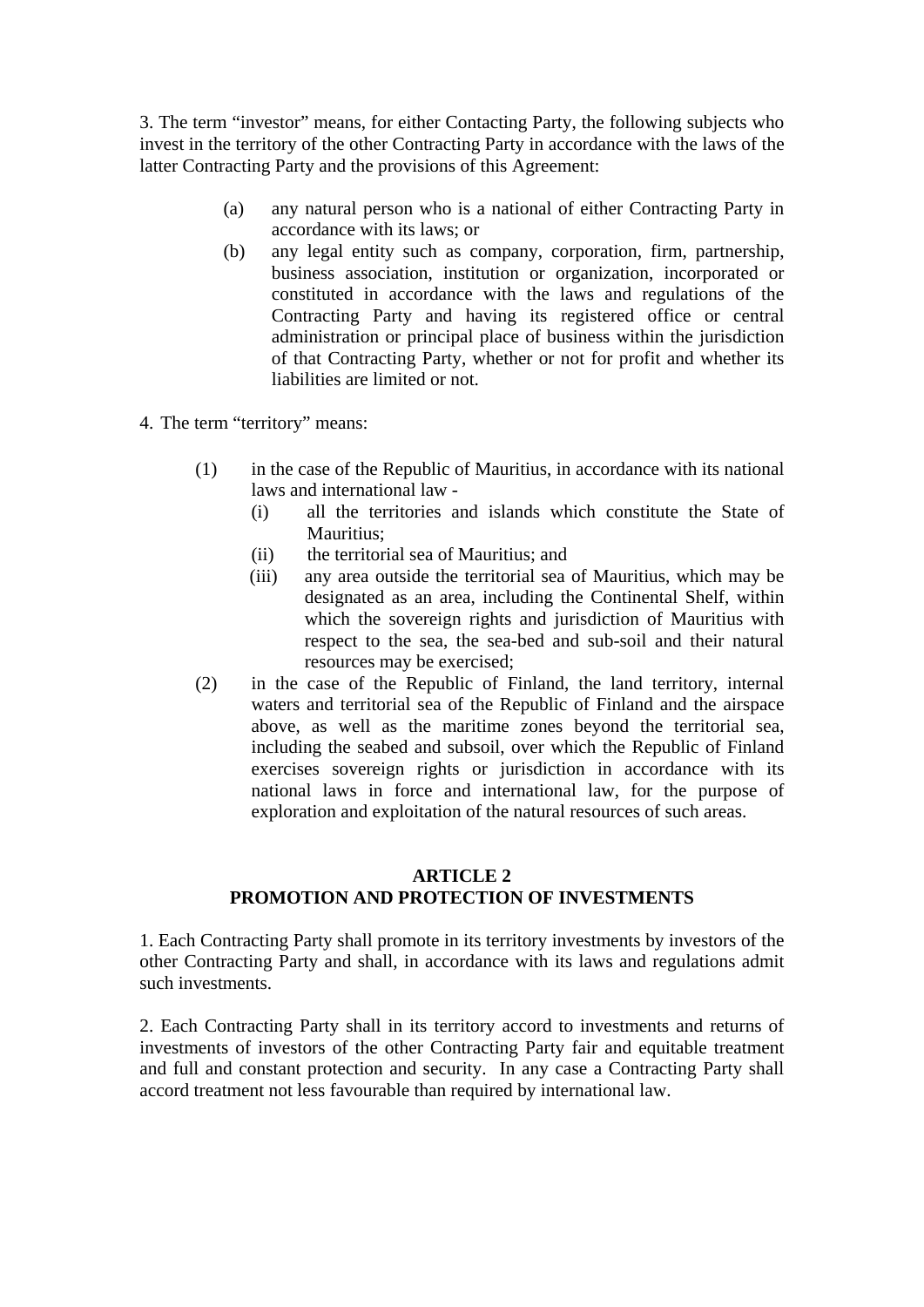3. The term “investor” means, for either Contacting Party, the following subjects who invest in the territory of the other Contracting Party in accordance with the laws of the latter Contracting Party and the provisions of this Agreement:

(a) any natural person who is a national of either Contracting Party in accordance with its laws; or

(b) any legal entity such as company, corporation, firm, partnership, business association, institution or organization, incorporated or constituted in accordance with the laws and regulations of the Contracting Party and having its registered office or central administration or principal place of business within the jurisdiction of that Contracting Party, whether or not for profit and whether its liabilities are limited or not.

4. The term “territory” means:

(1) in the case of the Republic of Mauritius, in accordance with its national laws and international law -

(i) all the territories and islands which constitute the State of Mauritius;

(ii) the territorial sea of Mauritius; and

(iii) any area outside the territorial sea of Mauritius, which may be designated as an area, including the Continental Shelf, within which the sovereign rights and jurisdiction of Mauritius with respect to the sea, the sea-bed and sub-soil and their natural resources may be exercised;

(2) in the case of the Republic of Finland, the land territory, internal waters and territorial sea of the Republic of Finland and the airspace above, as well as the maritime zones beyond the territorial sea, including the seabed and subsoil, over which the Republic of Finland exercises sovereign rights or jurisdiction in accordance with its national laws in force and international law, for the purpose of exploration and exploitation of the natural resources of such areas.

## ARTICLE 2
## PROMOTION AND PROTECTION OF INVESTMENTS

1. Each Contracting Party shall promote in its territory investments by investors of the other Contracting Party and shall, in accordance with its laws and regulations admit such investments.

2. Each Contracting Party shall in its territory accord to investments and returns of investments of investors of the other Contracting Party fair and equitable treatment and full and constant protection and security. In any case a Contracting Party shall accord treatment not less favourable than required by international law.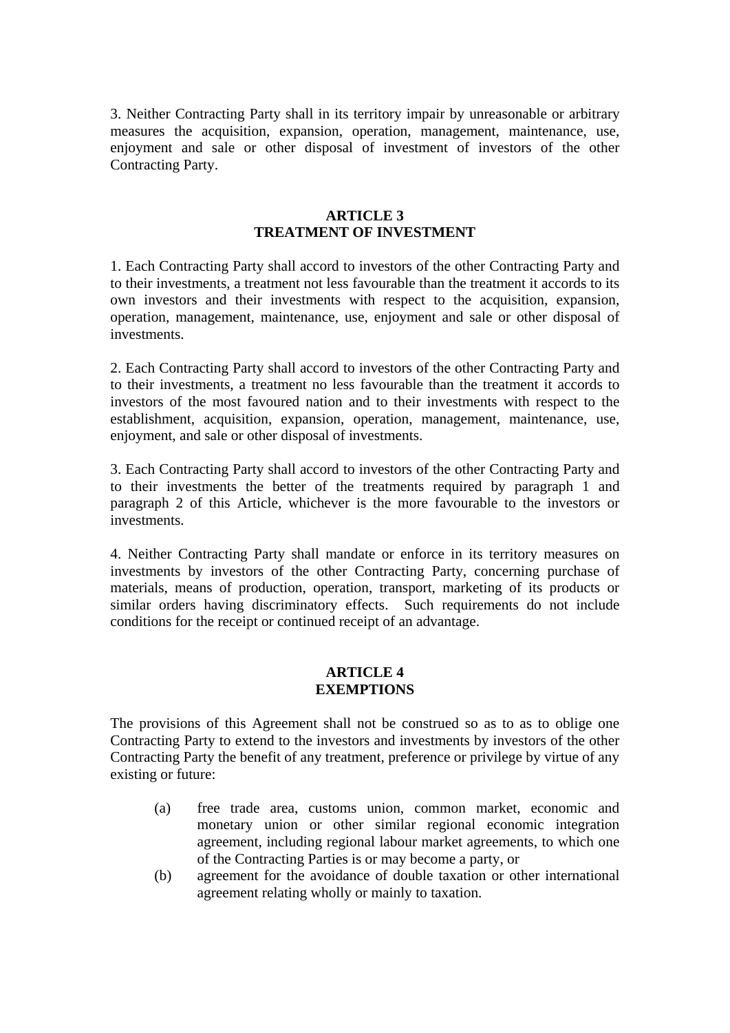3. Neither Contracting Party shall in its territory impair by unreasonable or arbitrary measures the acquisition, expansion, operation, management, maintenance, use, enjoyment and sale or other disposal of investment of investors of the other Contracting Party.

## ARTICLE 3
## TREATMENT OF INVESTMENT

1. Each Contracting Party shall accord to investors of the other Contracting Party and to their investments, a treatment not less favourable than the treatment it accords to its own investors and their investments with respect to the acquisition, expansion, operation, management, maintenance, use, enjoyment and sale or other disposal of investments.

2. Each Contracting Party shall accord to investors of the other Contracting Party and to their investments, a treatment no less favourable than the treatment it accords to investors of the most favoured nation and to their investments with respect to the establishment, acquisition, expansion, operation, management, maintenance, use, enjoyment, and sale or other disposal of investments.

3. Each Contracting Party shall accord to investors of the other Contracting Party and to their investments the better of the treatments required by paragraph 1 and paragraph 2 of this Article, whichever is the more favourable to the investors or investments.

4. Neither Contracting Party shall mandate or enforce in its territory measures on investments by investors of the other Contracting Party, concerning purchase of materials, means of production, operation, transport, marketing of its products or similar orders having discriminatory effects. Such requirements do not include conditions for the receipt or continued receipt of an advantage.

## ARTICLE 4
## EXEMPTIONS

The provisions of this Agreement shall not be construed so as to as to oblige one Contracting Party to extend to the investors and investments by investors of the other Contracting Party the benefit of any treatment, preference or privilege by virtue of any existing or future:

(a) free trade area, customs union, common market, economic and monetary union or other similar regional economic integration agreement, including regional labour market agreements, to which one of the Contracting Parties is or may become a party, or

(b) agreement for the avoidance of double taxation or other international agreement relating wholly or mainly to taxation.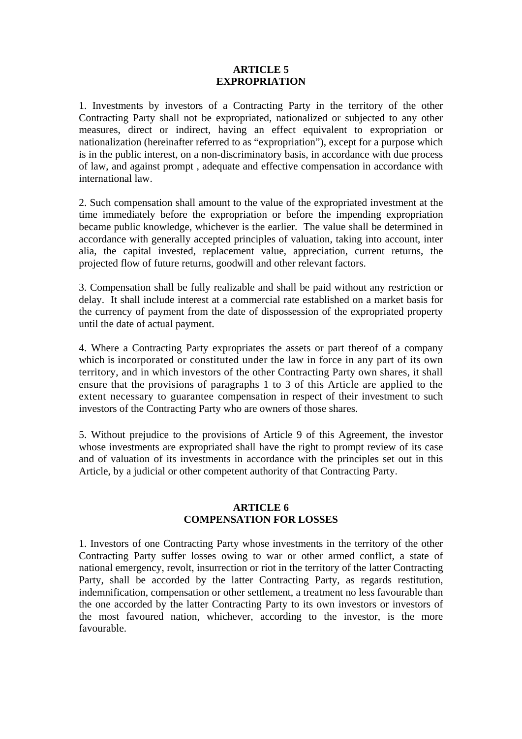## ARTICLE 5
## EXPROPRIATION

1. Investments by investors of a Contracting Party in the territory of the other Contracting Party shall not be expropriated, nationalized or subjected to any other measures, direct or indirect, having an effect equivalent to expropriation or nationalization (hereinafter referred to as "expropriation"), except for a purpose which is in the public interest, on a non-discriminatory basis, in accordance with due process of law, and against prompt , adequate and effective compensation in accordance with international law.

2. Such compensation shall amount to the value of the expropriated investment at the time immediately before the expropriation or before the impending expropriation became public knowledge, whichever is the earlier. The value shall be determined in accordance with generally accepted principles of valuation, taking into account, inter alia, the capital invested, replacement value, appreciation, current returns, the projected flow of future returns, goodwill and other relevant factors.

3. Compensation shall be fully realizable and shall be paid without any restriction or delay. It shall include interest at a commercial rate established on a market basis for the currency of payment from the date of dispossession of the expropriated property until the date of actual payment.

4. Where a Contracting Party expropriates the assets or part thereof of a company which is incorporated or constituted under the law in force in any part of its own territory, and in which investors of the other Contracting Party own shares, it shall ensure that the provisions of paragraphs 1 to 3 of this Article are applied to the extent necessary to guarantee compensation in respect of their investment to such investors of the Contracting Party who are owners of those shares.

5. Without prejudice to the provisions of Article 9 of this Agreement, the investor whose investments are expropriated shall have the right to prompt review of its case and of valuation of its investments in accordance with the principles set out in this Article, by a judicial or other competent authority of that Contracting Party.

## ARTICLE 6
## COMPENSATION FOR LOSSES

1. Investors of one Contracting Party whose investments in the territory of the other Contracting Party suffer losses owing to war or other armed conflict, a state of national emergency, revolt, insurrection or riot in the territory of the latter Contracting Party, shall be accorded by the latter Contracting Party, as regards restitution, indemnification, compensation or other settlement, a treatment no less favourable than the one accorded by the latter Contracting Party to its own investors or investors of the most favoured nation, whichever, according to the investor, is the more favourable.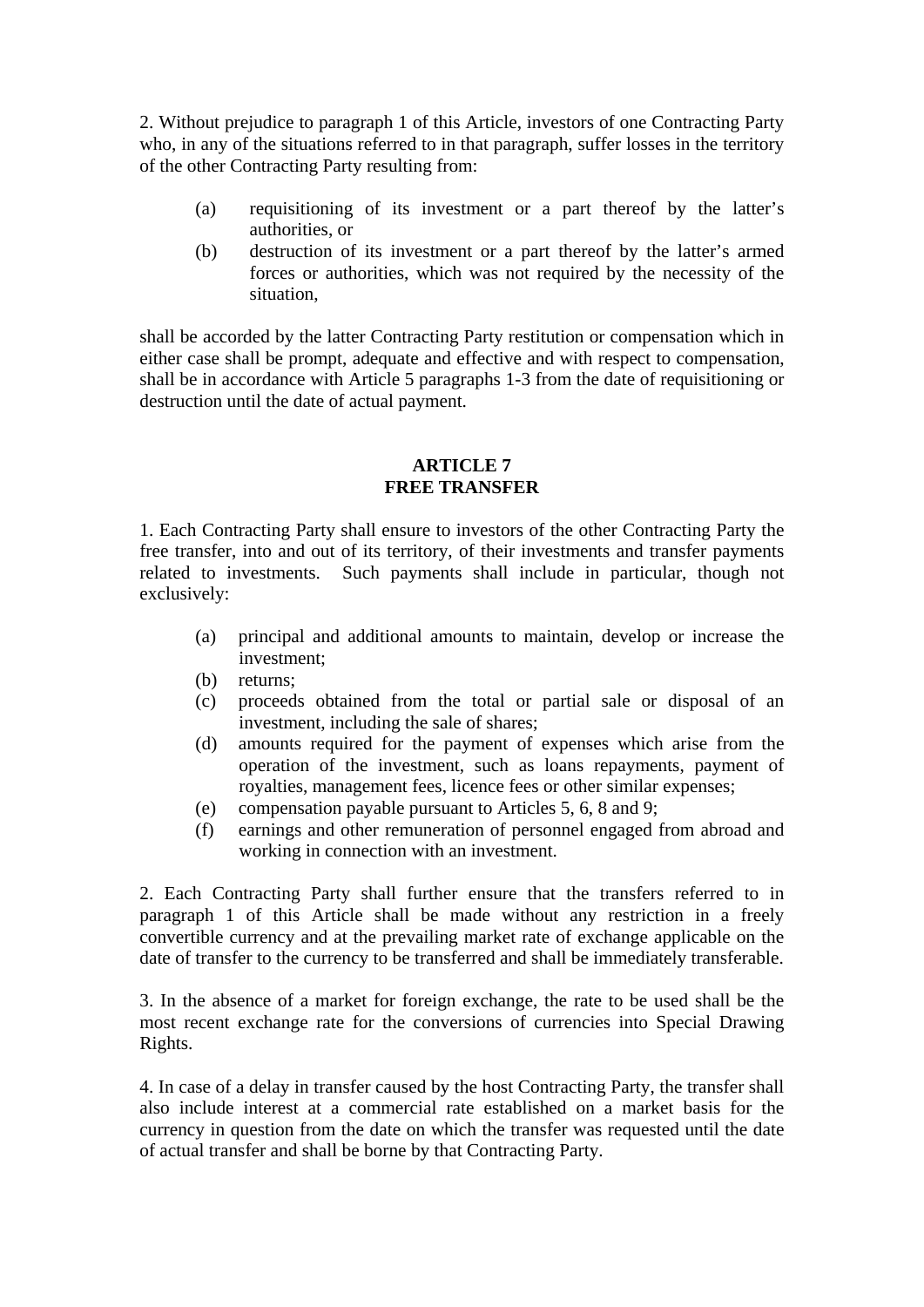2. Without prejudice to paragraph 1 of this Article, investors of one Contracting Party who, in any of the situations referred to in that paragraph, suffer losses in the territory of the other Contracting Party resulting from:

(a) requisitioning of its investment or a part thereof by the latter's authorities, or

(b) destruction of its investment or a part thereof by the latter's armed forces or authorities, which was not required by the necessity of the situation,

shall be accorded by the latter Contracting Party restitution or compensation which in either case shall be prompt, adequate and effective and with respect to compensation, shall be in accordance with Article 5 paragraphs 1-3 from the date of requisitioning or destruction until the date of actual payment.

## ARTICLE 7
## FREE TRANSFER

1. Each Contracting Party shall ensure to investors of the other Contracting Party the free transfer, into and out of its territory, of their investments and transfer payments related to investments. Such payments shall include in particular, though not exclusively:

(a) principal and additional amounts to maintain, develop or increase the investment;

(b) returns;

(c) proceeds obtained from the total or partial sale or disposal of an investment, including the sale of shares;

(d) amounts required for the payment of expenses which arise from the operation of the investment, such as loans repayments, payment of royalties, management fees, licence fees or other similar expenses;

(e) compensation payable pursuant to Articles 5, 6, 8 and 9;

(f) earnings and other remuneration of personnel engaged from abroad and working in connection with an investment.

2. Each Contracting Party shall further ensure that the transfers referred to in paragraph 1 of this Article shall be made without any restriction in a freely convertible currency and at the prevailing market rate of exchange applicable on the date of transfer to the currency to be transferred and shall be immediately transferable.

3. In the absence of a market for foreign exchange, the rate to be used shall be the most recent exchange rate for the conversions of currencies into Special Drawing Rights.

4. In case of a delay in transfer caused by the host Contracting Party, the transfer shall also include interest at a commercial rate established on a market basis for the currency in question from the date on which the transfer was requested until the date of actual transfer and shall be borne by that Contracting Party.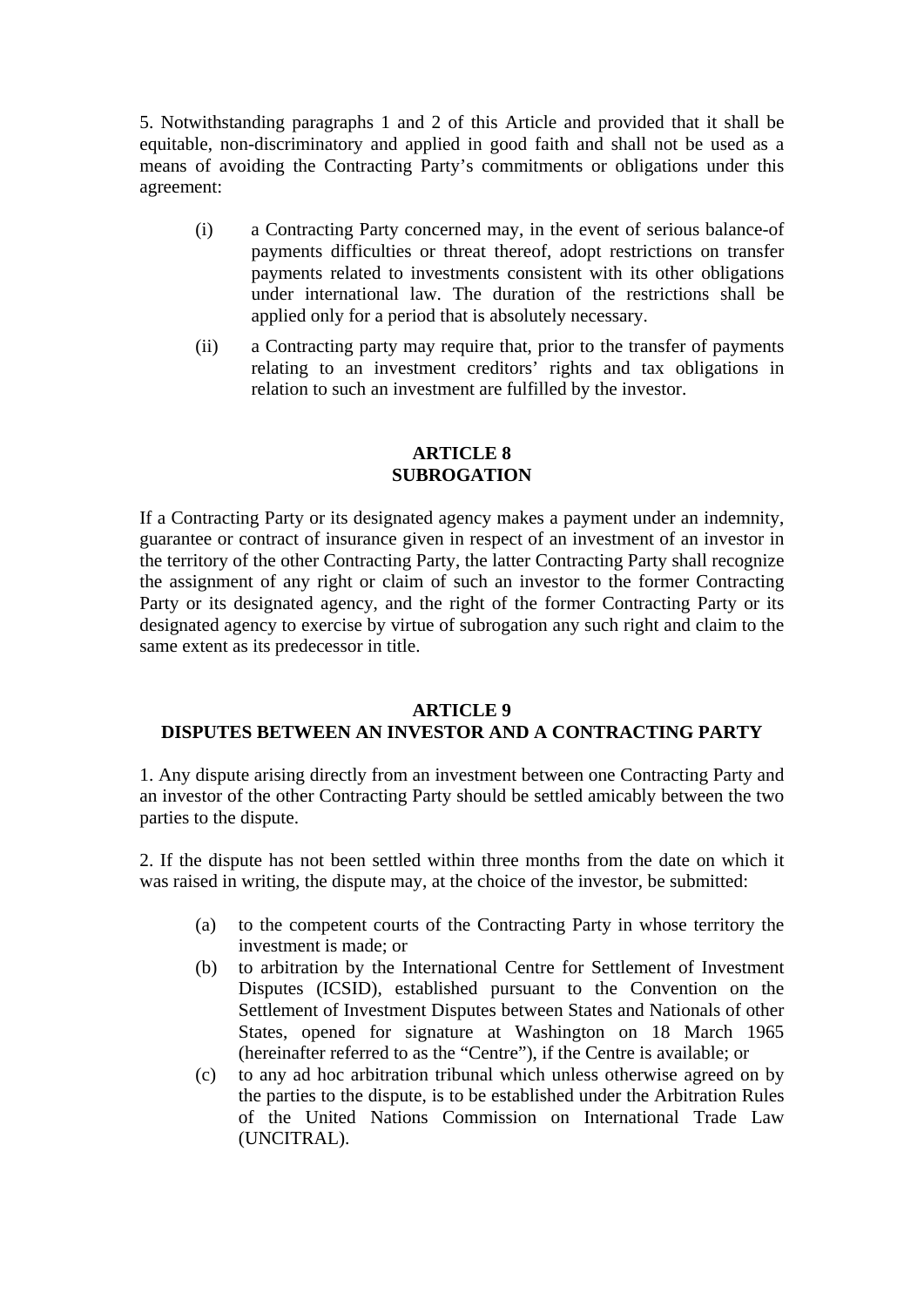5. Notwithstanding paragraphs 1 and 2 of this Article and provided that it shall be equitable, non-discriminatory and applied in good faith and shall not be used as a means of avoiding the Contracting Party's commitments or obligations under this agreement:

(i) a Contracting Party concerned may, in the event of serious balance-of payments difficulties or threat thereof, adopt restrictions on transfer payments related to investments consistent with its other obligations under international law. The duration of the restrictions shall be applied only for a period that is absolutely necessary.

(ii) a Contracting party may require that, prior to the transfer of payments relating to an investment creditors' rights and tax obligations in relation to such an investment are fulfilled by the investor.

## ARTICLE 8
## SUBROGATION

If a Contracting Party or its designated agency makes a payment under an indemnity, guarantee or contract of insurance given in respect of an investment of an investor in the territory of the other Contracting Party, the latter Contracting Party shall recognize the assignment of any right or claim of such an investor to the former Contracting Party or its designated agency, and the right of the former Contracting Party or its designated agency to exercise by virtue of subrogation any such right and claim to the same extent as its predecessor in title.

## ARTICLE 9
## DISPUTES BETWEEN AN INVESTOR AND A CONTRACTING PARTY

1. Any dispute arising directly from an investment between one Contracting Party and an investor of the other Contracting Party should be settled amicably between the two parties to the dispute.

2. If the dispute has not been settled within three months from the date on which it was raised in writing, the dispute may, at the choice of the investor, be submitted:

(a) to the competent courts of the Contracting Party in whose territory the investment is made; or

(b) to arbitration by the International Centre for Settlement of Investment Disputes (ICSID), established pursuant to the Convention on the Settlement of Investment Disputes between States and Nationals of other States, opened for signature at Washington on 18 March 1965 (hereinafter referred to as the "Centre"), if the Centre is available; or

(c) to any ad hoc arbitration tribunal which unless otherwise agreed on by the parties to the dispute, is to be established under the Arbitration Rules of the United Nations Commission on International Trade Law (UNCITRAL).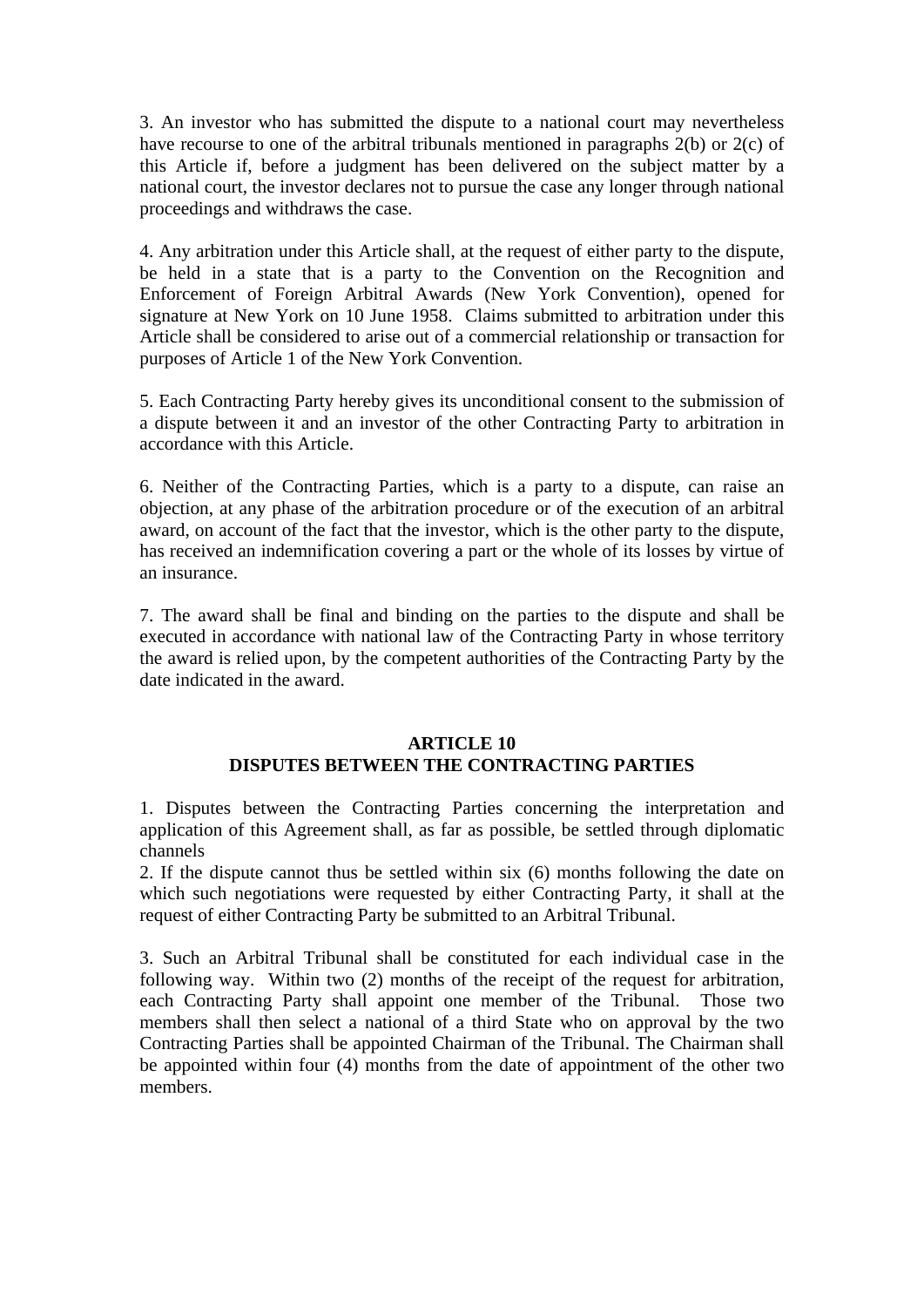3. An investor who has submitted the dispute to a national court may nevertheless have recourse to one of the arbitral tribunals mentioned in paragraphs 2(b) or 2(c) of this Article if, before a judgment has been delivered on the subject matter by a national court, the investor declares not to pursue the case any longer through national proceedings and withdraws the case.

4. Any arbitration under this Article shall, at the request of either party to the dispute, be held in a state that is a party to the Convention on the Recognition and Enforcement of Foreign Arbitral Awards (New York Convention), opened for signature at New York on 10 June 1958. Claims submitted to arbitration under this Article shall be considered to arise out of a commercial relationship or transaction for purposes of Article 1 of the New York Convention.

5. Each Contracting Party hereby gives its unconditional consent to the submission of a dispute between it and an investor of the other Contracting Party to arbitration in accordance with this Article.

6. Neither of the Contracting Parties, which is a party to a dispute, can raise an objection, at any phase of the arbitration procedure or of the execution of an arbitral award, on account of the fact that the investor, which is the other party to the dispute, has received an indemnification covering a part or the whole of its losses by virtue of an insurance.

7. The award shall be final and binding on the parties to the dispute and shall be executed in accordance with national law of the Contracting Party in whose territory the award is relied upon, by the competent authorities of the Contracting Party by the date indicated in the award.

## ARTICLE 10
## DISPUTES BETWEEN THE CONTRACTING PARTIES

1. Disputes between the Contracting Parties concerning the interpretation and application of this Agreement shall, as far as possible, be settled through diplomatic channels

2. If the dispute cannot thus be settled within six (6) months following the date on which such negotiations were requested by either Contracting Party, it shall at the request of either Contracting Party be submitted to an Arbitral Tribunal.

3. Such an Arbitral Tribunal shall be constituted for each individual case in the following way. Within two (2) months of the receipt of the request for arbitration, each Contracting Party shall appoint one member of the Tribunal. Those two members shall then select a national of a third State who on approval by the two Contracting Parties shall be appointed Chairman of the Tribunal. The Chairman shall be appointed within four (4) months from the date of appointment of the other two members.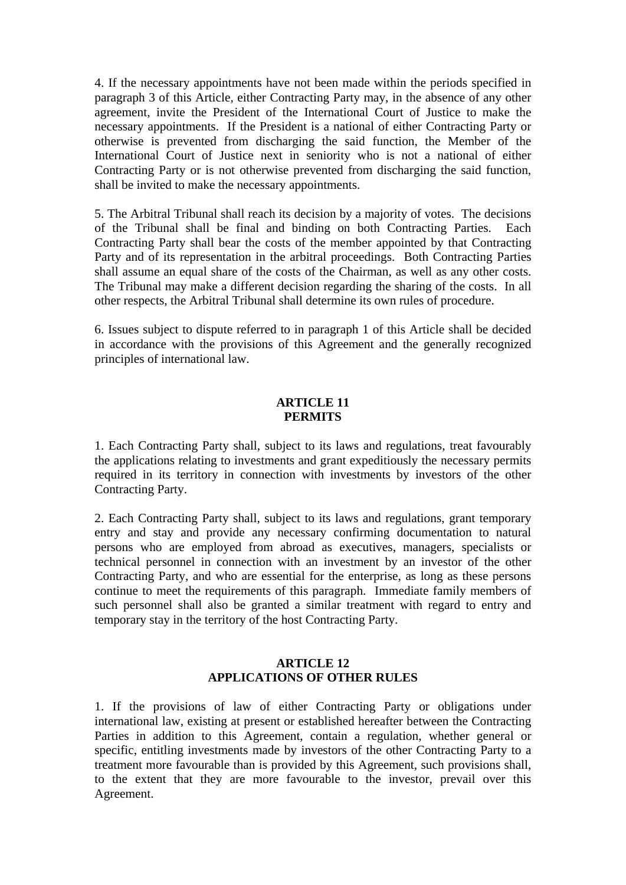4. If the necessary appointments have not been made within the periods specified in paragraph 3 of this Article, either Contracting Party may, in the absence of any other agreement, invite the President of the International Court of Justice to make the necessary appointments. If the President is a national of either Contracting Party or otherwise is prevented from discharging the said function, the Member of the International Court of Justice next in seniority who is not a national of either Contracting Party or is not otherwise prevented from discharging the said function, shall be invited to make the necessary appointments.

5. The Arbitral Tribunal shall reach its decision by a majority of votes. The decisions of the Tribunal shall be final and binding on both Contracting Parties. Each Contracting Party shall bear the costs of the member appointed by that Contracting Party and of its representation in the arbitral proceedings. Both Contracting Parties shall assume an equal share of the costs of the Chairman, as well as any other costs. The Tribunal may make a different decision regarding the sharing of the costs. In all other respects, the Arbitral Tribunal shall determine its own rules of procedure.

6. Issues subject to dispute referred to in paragraph 1 of this Article shall be decided in accordance with the provisions of this Agreement and the generally recognized principles of international law.

## ARTICLE 11
## PERMITS

1. Each Contracting Party shall, subject to its laws and regulations, treat favourably the applications relating to investments and grant expeditiously the necessary permits required in its territory in connection with investments by investors of the other Contracting Party.

2. Each Contracting Party shall, subject to its laws and regulations, grant temporary entry and stay and provide any necessary confirming documentation to natural persons who are employed from abroad as executives, managers, specialists or technical personnel in connection with an investment by an investor of the other Contracting Party, and who are essential for the enterprise, as long as these persons continue to meet the requirements of this paragraph. Immediate family members of such personnel shall also be granted a similar treatment with regard to entry and temporary stay in the territory of the host Contracting Party.

## ARTICLE 12
## APPLICATIONS OF OTHER RULES

1. If the provisions of law of either Contracting Party or obligations under international law, existing at present or established hereafter between the Contracting Parties in addition to this Agreement, contain a regulation, whether general or specific, entitling investments made by investors of the other Contracting Party to a treatment more favourable than is provided by this Agreement, such provisions shall, to the extent that they are more favourable to the investor, prevail over this Agreement.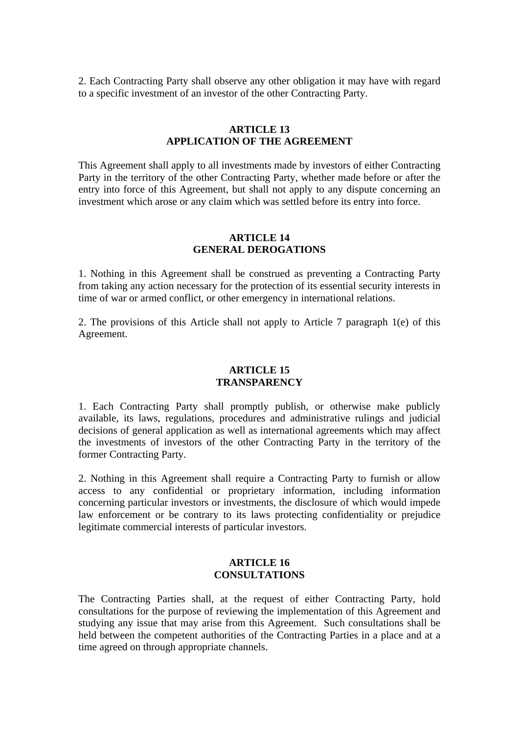2. Each Contracting Party shall observe any other obligation it may have with regard to a specific investment of an investor of the other Contracting Party.

## ARTICLE 13
## APPLICATION OF THE AGREEMENT

This Agreement shall apply to all investments made by investors of either Contracting Party in the territory of the other Contracting Party, whether made before or after the entry into force of this Agreement, but shall not apply to any dispute concerning an investment which arose or any claim which was settled before its entry into force.

## ARTICLE 14
## GENERAL DEROGATIONS

1. Nothing in this Agreement shall be construed as preventing a Contracting Party from taking any action necessary for the protection of its essential security interests in time of war or armed conflict, or other emergency in international relations.

2. The provisions of this Article shall not apply to Article 7 paragraph 1(e) of this Agreement.

## ARTICLE 15
## TRANSPARENCY

1. Each Contracting Party shall promptly publish, or otherwise make publicly available, its laws, regulations, procedures and administrative rulings and judicial decisions of general application as well as international agreements which may affect the investments of investors of the other Contracting Party in the territory of the former Contracting Party.

2. Nothing in this Agreement shall require a Contracting Party to furnish or allow access to any confidential or proprietary information, including information concerning particular investors or investments, the disclosure of which would impede law enforcement or be contrary to its laws protecting confidentiality or prejudice legitimate commercial interests of particular investors.

## ARTICLE 16
## CONSULTATIONS

The Contracting Parties shall, at the request of either Contracting Party, hold consultations for the purpose of reviewing the implementation of this Agreement and studying any issue that may arise from this Agreement. Such consultations shall be held between the competent authorities of the Contracting Parties in a place and at a time agreed on through appropriate channels.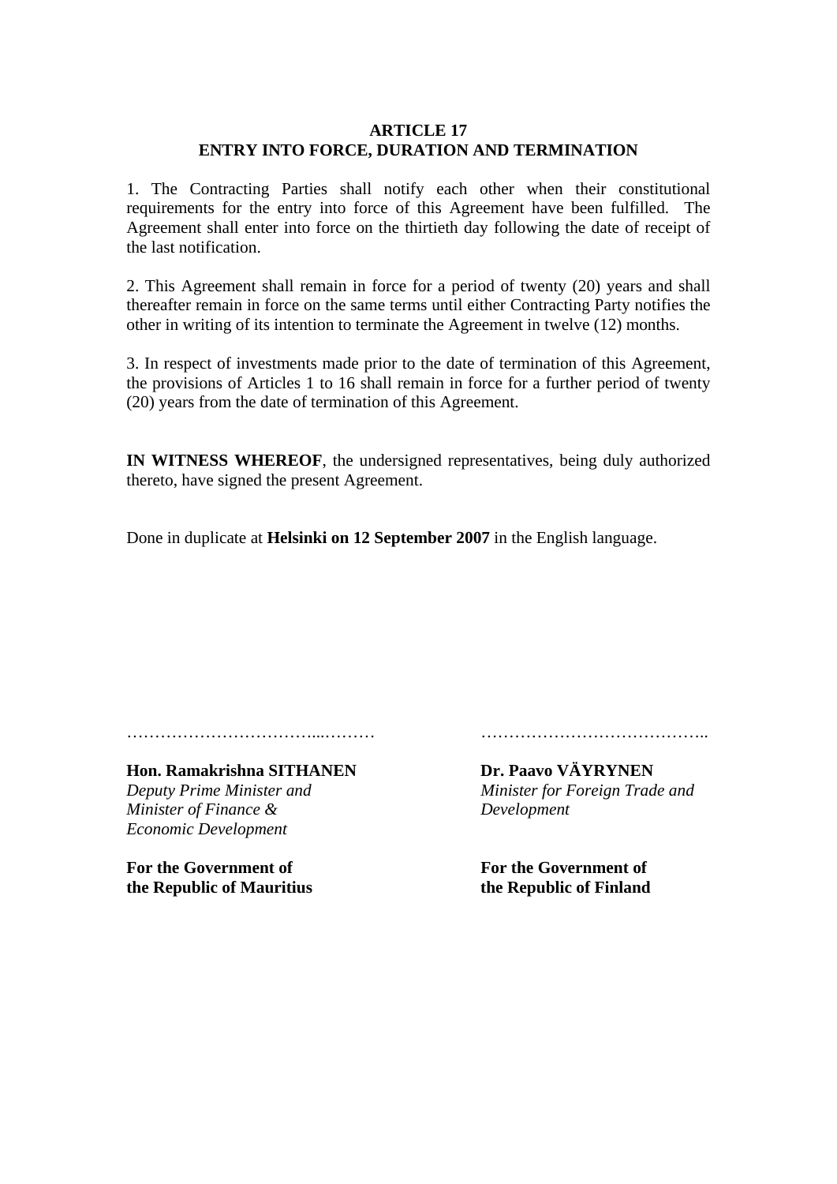### ARTICLE 17
### ENTRY INTO FORCE, DURATION AND TERMINATION

1. The Contracting Parties shall notify each other when their constitutional requirements for the entry into force of this Agreement have been fulfilled. The Agreement shall enter into force on the thirtieth day following the date of receipt of the last notification.

2. This Agreement shall remain in force for a period of twenty (20) years and shall thereafter remain in force on the same terms until either Contracting Party notifies the other in writing of its intention to terminate the Agreement in twelve (12) months.

3. In respect of investments made prior to the date of termination of this Agreement, the provisions of Articles 1 to 16 shall remain in force for a further period of twenty (20) years from the date of termination of this Agreement.

**IN WITNESS WHEREOF**, the undersigned representatives, being duly authorized thereto, have signed the present Agreement.

Done in duplicate at **Helsinki on 12 September 2007** in the English language.

……………………………...………

**Hon. Ramakrishna SITHANEN**
*Deputy Prime Minister and*
*Minister of Finance &*
*Economic Development*

**For the Government of**
**the Republic of Mauritius**

…………………………………..

**Dr. Paavo VÄYRYNEN**
*Minister for Foreign Trade and*
*Development*

**For the Government of**
**the Republic of Finland**